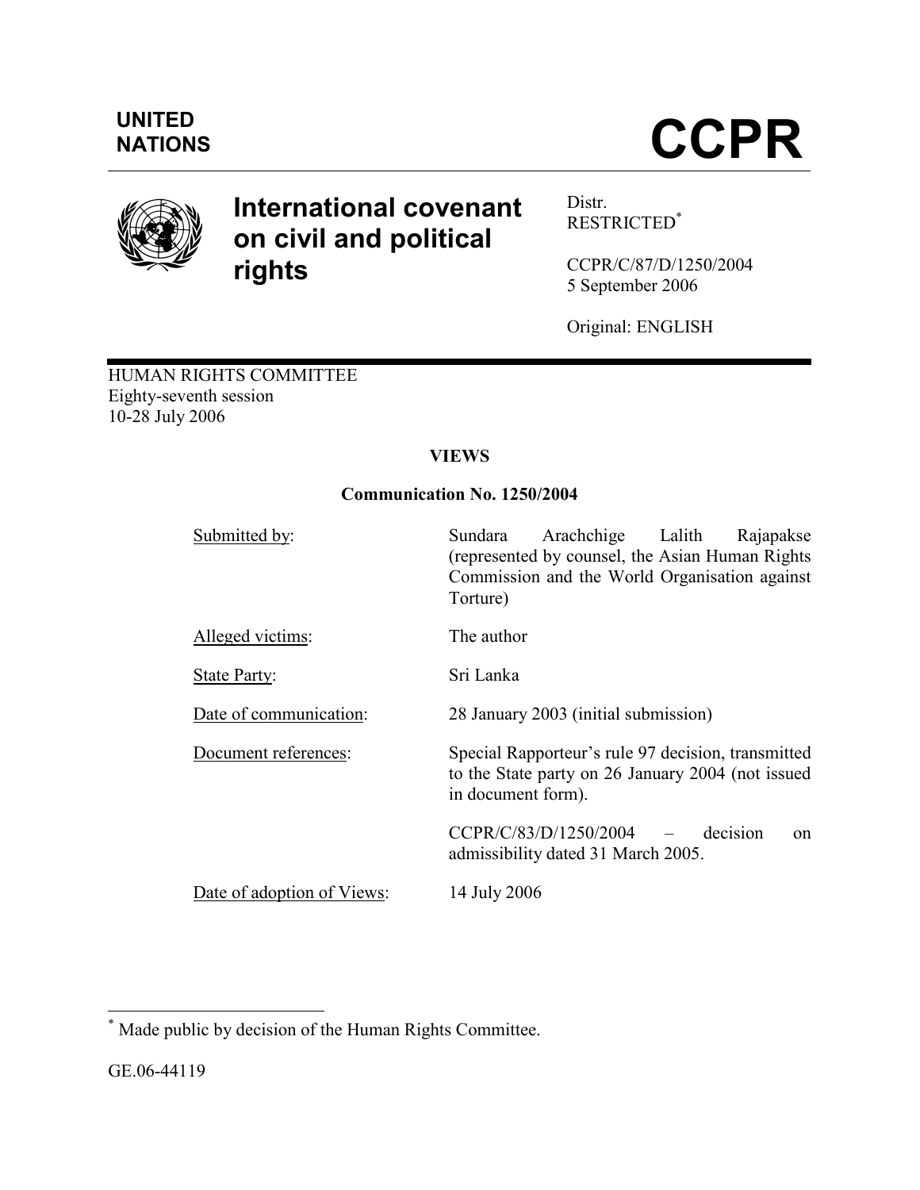UNITED NATIONS

# CCPR

**International covenant on civil and political rights**

Distr.
RESTRICTED[*]

CCPR/C/87/D/1250/2004
5 September 2006

Original: ENGLISH

HUMAN RIGHTS COMMITTEE
Eighty-seventh session
10-28 July 2006

## VIEWS

### Communication No. 1250/2004

| | |
|---|---|
| Submitted by: | Sundara Arachchige Lalith Rajapakse (represented by counsel, the Asian Human Rights Commission and the World Organisation against Torture) |
| Alleged victims: | The author |
| State Party: | Sri Lanka |
| Date of communication: | 28 January 2003 (initial submission) |
| Document references: | Special Rapporteur's rule 97 decision, transmitted to the State party on 26 January 2004 (not issued in document form).<br><br>CCPR/C/83/D/1250/2004 – decision on admissibility dated 31 March 2005. |
| Date of adoption of Views: | 14 July 2006 |

[*] Made public by decision of the Human Rights Committee.

GE.06-44119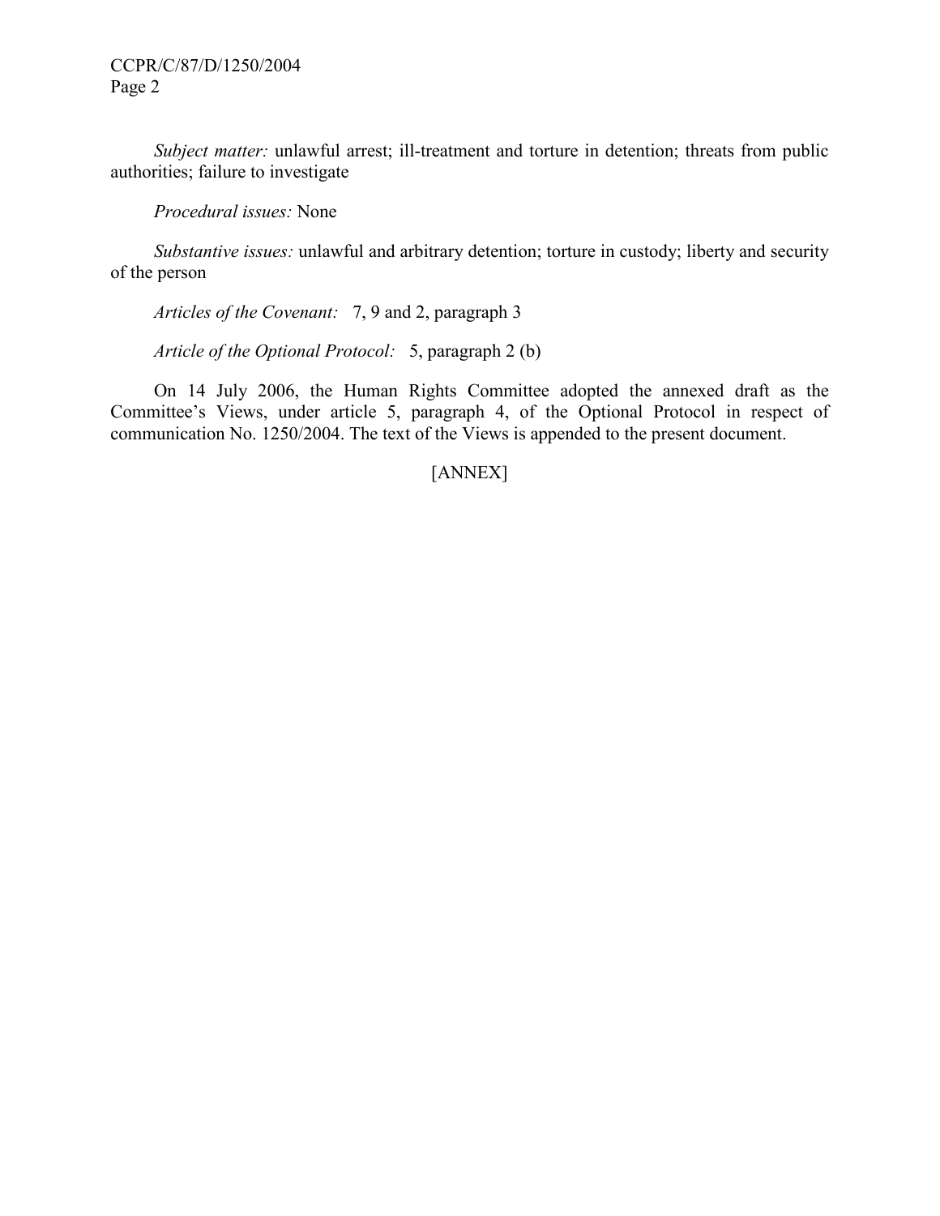*Subject matter:* unlawful arrest; ill-treatment and torture in detention; threats from public authorities; failure to investigate

*Procedural issues:* None

*Substantive issues:* unlawful and arbitrary detention; torture in custody; liberty and security of the person

*Articles of the Covenant:* 7, 9 and 2, paragraph 3

*Article of the Optional Protocol:* 5, paragraph 2 (b)

On 14 July 2006, the Human Rights Committee adopted the annexed draft as the Committee's Views, under article 5, paragraph 4, of the Optional Protocol in respect of communication No. 1250/2004. The text of the Views is appended to the present document.

[ANNEX]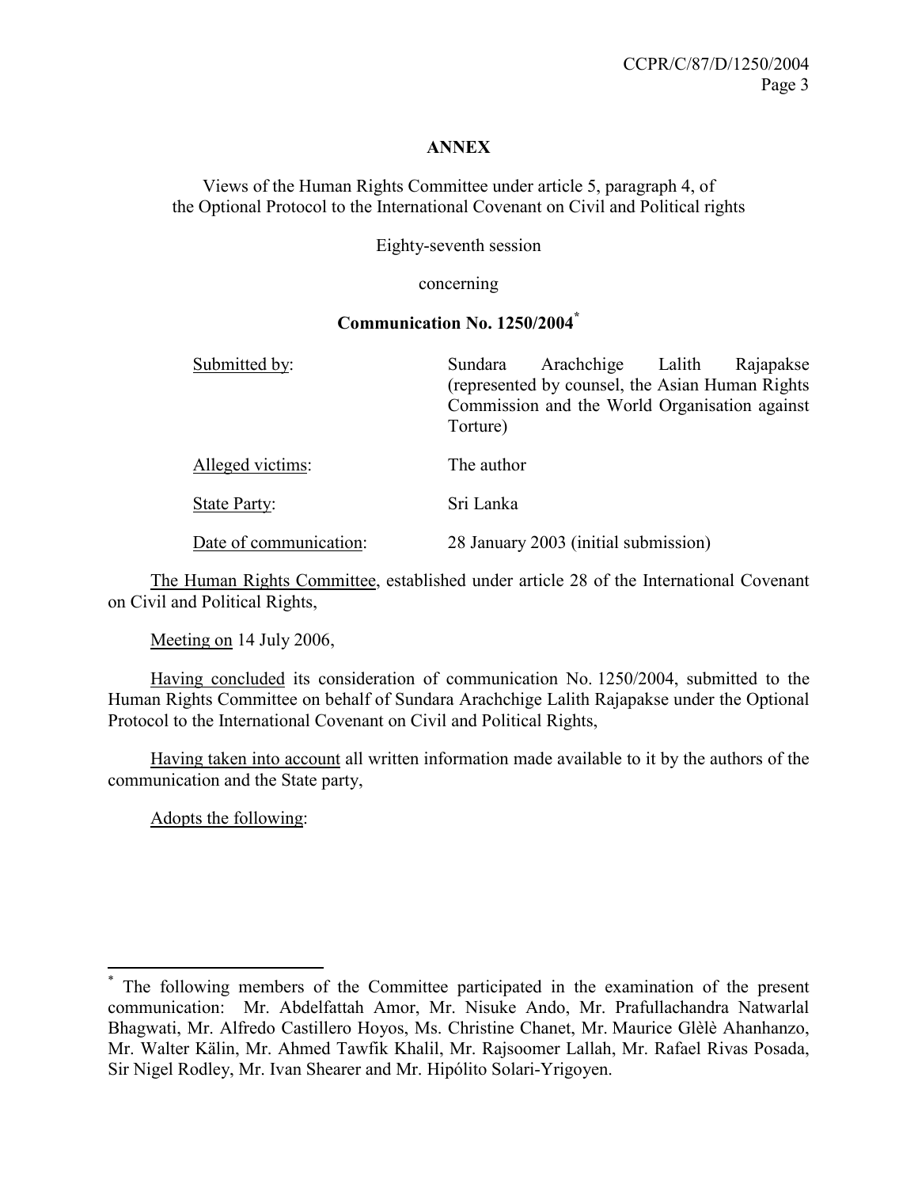**ANNEX**

Views of the Human Rights Committee under article 5, paragraph 4, of the Optional Protocol to the International Covenant on Civil and Political rights

Eighty-seventh session

concerning

**Communication No. 1250/2004***

| | |
|---|---|
| Submitted by: | Sundara Arachchige Lalith Rajapakse (represented by counsel, the Asian Human Rights Commission and the World Organisation against Torture) |
| Alleged victims: | The author |
| State Party: | Sri Lanka |
| Date of communication: | 28 January 2003 (initial submission) |

The Human Rights Committee, established under article 28 of the International Covenant on Civil and Political Rights,

Meeting on 14 July 2006,

Having concluded its consideration of communication No. 1250/2004, submitted to the Human Rights Committee on behalf of Sundara Arachchige Lalith Rajapakse under the Optional Protocol to the International Covenant on Civil and Political Rights,

Having taken into account all written information made available to it by the authors of the communication and the State party,

Adopts the following:

---

* The following members of the Committee participated in the examination of the present communication: Mr. Abdelfattah Amor, Mr. Nisuke Ando, Mr. Prafullachandra Natwarlal Bhagwati, Mr. Alfredo Castillero Hoyos, Ms. Christine Chanet, Mr. Maurice Glèlè Ahanhanzo, Mr. Walter Kälin, Mr. Ahmed Tawfik Khalil, Mr. Rajsoomer Lallah, Mr. Rafael Rivas Posada, Sir Nigel Rodley, Mr. Ivan Shearer and Mr. Hipólito Solari-Yrigoyen.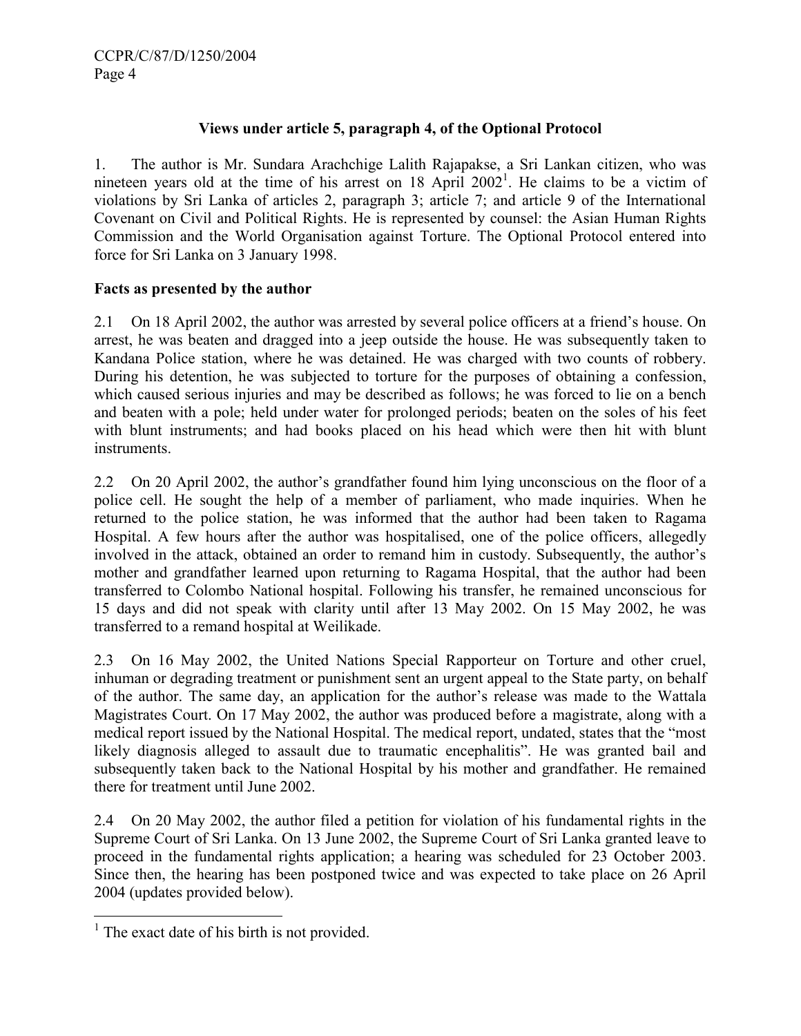### Views under article 5, paragraph 4, of the Optional Protocol

1. The author is Mr. Sundara Arachchige Lalith Rajapakse, a Sri Lankan citizen, who was nineteen years old at the time of his arrest on 18 April 2002[1]. He claims to be a victim of violations by Sri Lanka of articles 2, paragraph 3; article 7; and article 9 of the International Covenant on Civil and Political Rights. He is represented by counsel: the Asian Human Rights Commission and the World Organisation against Torture. The Optional Protocol entered into force for Sri Lanka on 3 January 1998.

**Facts as presented by the author**

2.1 On 18 April 2002, the author was arrested by several police officers at a friend's house. On arrest, he was beaten and dragged into a jeep outside the house. He was subsequently taken to Kandana Police station, where he was detained. He was charged with two counts of robbery. During his detention, he was subjected to torture for the purposes of obtaining a confession, which caused serious injuries and may be described as follows; he was forced to lie on a bench and beaten with a pole; held under water for prolonged periods; beaten on the soles of his feet with blunt instruments; and had books placed on his head which were then hit with blunt instruments.

2.2 On 20 April 2002, the author's grandfather found him lying unconscious on the floor of a police cell. He sought the help of a member of parliament, who made inquiries. When he returned to the police station, he was informed that the author had been taken to Ragama Hospital. A few hours after the author was hospitalised, one of the police officers, allegedly involved in the attack, obtained an order to remand him in custody. Subsequently, the author's mother and grandfather learned upon returning to Ragama Hospital, that the author had been transferred to Colombo National hospital. Following his transfer, he remained unconscious for 15 days and did not speak with clarity until after 13 May 2002. On 15 May 2002, he was transferred to a remand hospital at Weilikade.

2.3 On 16 May 2002, the United Nations Special Rapporteur on Torture and other cruel, inhuman or degrading treatment or punishment sent an urgent appeal to the State party, on behalf of the author. The same day, an application for the author's release was made to the Wattala Magistrates Court. On 17 May 2002, the author was produced before a magistrate, along with a medical report issued by the National Hospital. The medical report, undated, states that the "most likely diagnosis alleged to assault due to traumatic encephalitis". He was granted bail and subsequently taken back to the National Hospital by his mother and grandfather. He remained there for treatment until June 2002.

2.4 On 20 May 2002, the author filed a petition for violation of his fundamental rights in the Supreme Court of Sri Lanka. On 13 June 2002, the Supreme Court of Sri Lanka granted leave to proceed in the fundamental rights application; a hearing was scheduled for 23 October 2003. Since then, the hearing has been postponed twice and was expected to take place on 26 April 2004 (updates provided below).

---

[1] The exact date of his birth is not provided.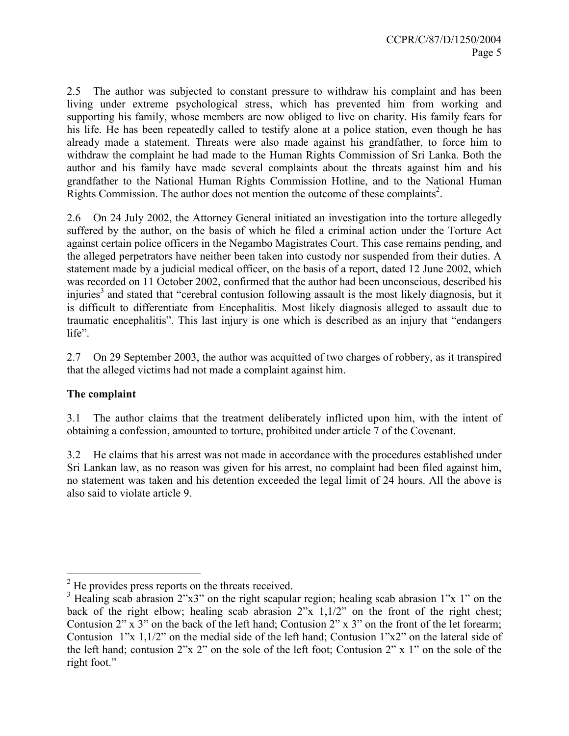2.5 The author was subjected to constant pressure to withdraw his complaint and has been living under extreme psychological stress, which has prevented him from working and supporting his family, whose members are now obliged to live on charity. His family fears for his life. He has been repeatedly called to testify alone at a police station, even though he has already made a statement. Threats were also made against his grandfather, to force him to withdraw the complaint he had made to the Human Rights Commission of Sri Lanka. Both the author and his family have made several complaints about the threats against him and his grandfather to the National Human Rights Commission Hotline, and to the National Human Rights Commission. The author does not mention the outcome of these complaints[2].

2.6 On 24 July 2002, the Attorney General initiated an investigation into the torture allegedly suffered by the author, on the basis of which he filed a criminal action under the Torture Act against certain police officers in the Negambo Magistrates Court. This case remains pending, and the alleged perpetrators have neither been taken into custody nor suspended from their duties. A statement made by a judicial medical officer, on the basis of a report, dated 12 June 2002, which was recorded on 11 October 2002, confirmed that the author had been unconscious, described his injuries[3] and stated that "cerebral contusion following assault is the most likely diagnosis, but it is difficult to differentiate from Encephalitis. Most likely diagnosis alleged to assault due to traumatic encephalitis". This last injury is one which is described as an injury that "endangers life".

2.7 On 29 September 2003, the author was acquitted of two charges of robbery, as it transpired that the alleged victims had not made a complaint against him.

**The complaint**

3.1 The author claims that the treatment deliberately inflicted upon him, with the intent of obtaining a confession, amounted to torture, prohibited under article 7 of the Covenant.

3.2 He claims that his arrest was not made in accordance with the procedures established under Sri Lankan law, as no reason was given for his arrest, no complaint had been filed against him, no statement was taken and his detention exceeded the legal limit of 24 hours. All the above is also said to violate article 9.

---

[2] He provides press reports on the threats received.

[3] Healing scab abrasion 2"x3" on the right scapular region; healing scab abrasion 1"x 1" on the back of the right elbow; healing scab abrasion 2"x 1,1/2" on the front of the right chest; Contusion 2" x 3" on the back of the left hand; Contusion 2" x 3" on the front of the let forearm; Contusion 1"x 1,1/2" on the medial side of the left hand; Contusion 1"x2" on the lateral side of the left hand; contusion 2"x 2" on the sole of the left foot; Contusion 2" x 1" on the sole of the right foot."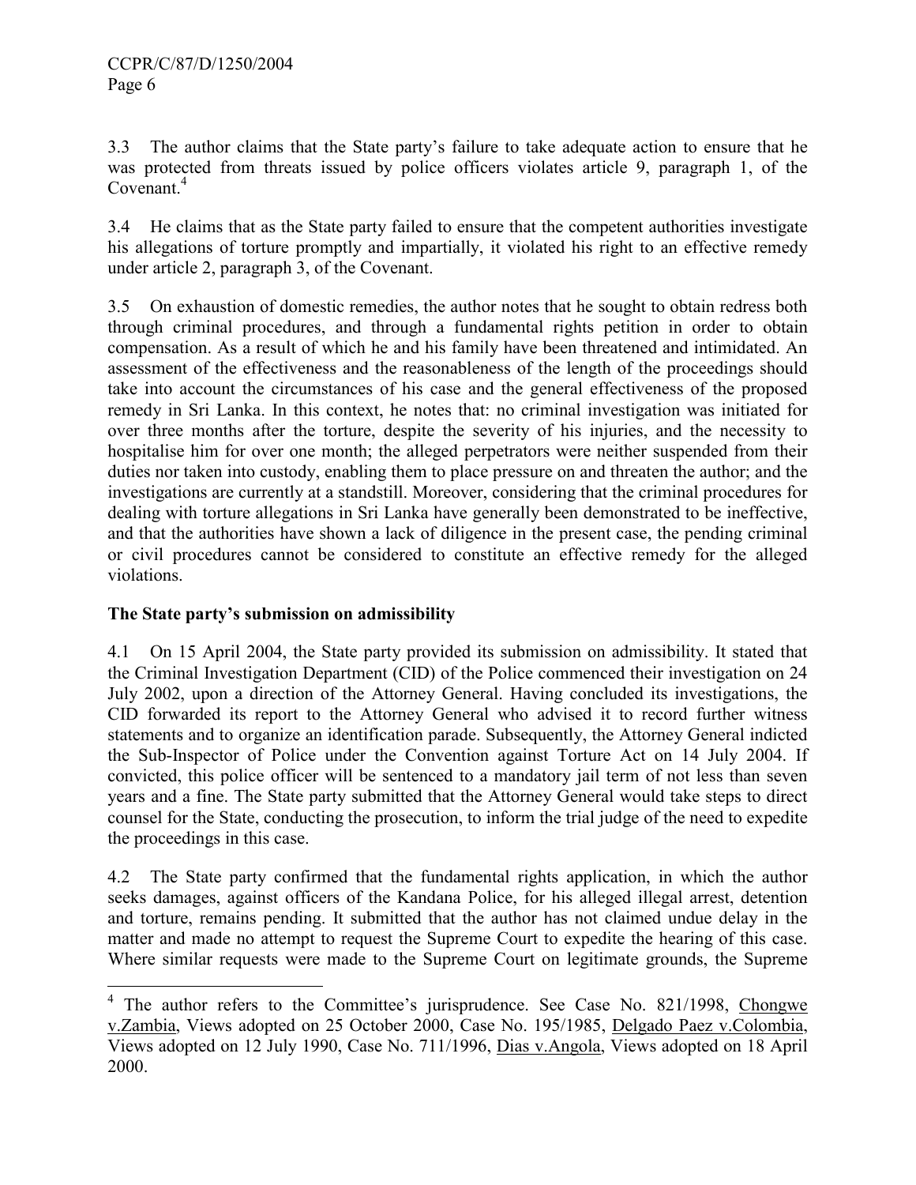3.3 The author claims that the State party's failure to take adequate action to ensure that he was protected from threats issued by police officers violates article 9, paragraph 1, of the Covenant.[4]

3.4 He claims that as the State party failed to ensure that the competent authorities investigate his allegations of torture promptly and impartially, it violated his right to an effective remedy under article 2, paragraph 3, of the Covenant.

3.5 On exhaustion of domestic remedies, the author notes that he sought to obtain redress both through criminal procedures, and through a fundamental rights petition in order to obtain compensation. As a result of which he and his family have been threatened and intimidated. An assessment of the effectiveness and the reasonableness of the length of the proceedings should take into account the circumstances of his case and the general effectiveness of the proposed remedy in Sri Lanka. In this context, he notes that: no criminal investigation was initiated for over three months after the torture, despite the severity of his injuries, and the necessity to hospitalise him for over one month; the alleged perpetrators were neither suspended from their duties nor taken into custody, enabling them to place pressure on and threaten the author; and the investigations are currently at a standstill. Moreover, considering that the criminal procedures for dealing with torture allegations in Sri Lanka have generally been demonstrated to be ineffective, and that the authorities have shown a lack of diligence in the present case, the pending criminal or civil procedures cannot be considered to constitute an effective remedy for the alleged violations.

### The State party's submission on admissibility

4.1 On 15 April 2004, the State party provided its submission on admissibility. It stated that the Criminal Investigation Department (CID) of the Police commenced their investigation on 24 July 2002, upon a direction of the Attorney General. Having concluded its investigations, the CID forwarded its report to the Attorney General who advised it to record further witness statements and to organize an identification parade. Subsequently, the Attorney General indicted the Sub-Inspector of Police under the Convention against Torture Act on 14 July 2004. If convicted, this police officer will be sentenced to a mandatory jail term of not less than seven years and a fine. The State party submitted that the Attorney General would take steps to direct counsel for the State, conducting the prosecution, to inform the trial judge of the need to expedite the proceedings in this case.

4.2 The State party confirmed that the fundamental rights application, in which the author seeks damages, against officers of the Kandana Police, for his alleged illegal arrest, detention and torture, remains pending. It submitted that the author has not claimed undue delay in the matter and made no attempt to request the Supreme Court to expedite the hearing of this case. Where similar requests were made to the Supreme Court on legitimate grounds, the Supreme

---

[4] The author refers to the Committee's jurisprudence. See Case No. 821/1998, Chongwe v.Zambia, Views adopted on 25 October 2000, Case No. 195/1985, Delgado Paez v.Colombia, Views adopted on 12 July 1990, Case No. 711/1996, Dias v.Angola, Views adopted on 18 April 2000.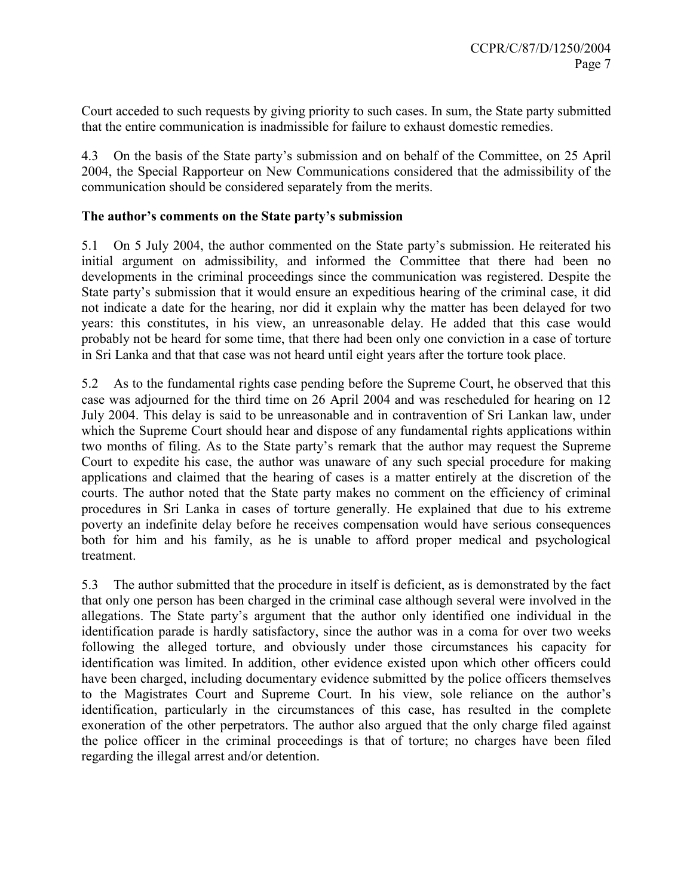Court acceded to such requests by giving priority to such cases. In sum, the State party submitted that the entire communication is inadmissible for failure to exhaust domestic remedies.

4.3 On the basis of the State party's submission and on behalf of the Committee, on 25 April 2004, the Special Rapporteur on New Communications considered that the admissibility of the communication should be considered separately from the merits.

**The author's comments on the State party's submission**

5.1 On 5 July 2004, the author commented on the State party's submission. He reiterated his initial argument on admissibility, and informed the Committee that there had been no developments in the criminal proceedings since the communication was registered. Despite the State party's submission that it would ensure an expeditious hearing of the criminal case, it did not indicate a date for the hearing, nor did it explain why the matter has been delayed for two years: this constitutes, in his view, an unreasonable delay. He added that this case would probably not be heard for some time, that there had been only one conviction in a case of torture in Sri Lanka and that that case was not heard until eight years after the torture took place.

5.2 As to the fundamental rights case pending before the Supreme Court, he observed that this case was adjourned for the third time on 26 April 2004 and was rescheduled for hearing on 12 July 2004. This delay is said to be unreasonable and in contravention of Sri Lankan law, under which the Supreme Court should hear and dispose of any fundamental rights applications within two months of filing. As to the State party's remark that the author may request the Supreme Court to expedite his case, the author was unaware of any such special procedure for making applications and claimed that the hearing of cases is a matter entirely at the discretion of the courts. The author noted that the State party makes no comment on the efficiency of criminal procedures in Sri Lanka in cases of torture generally. He explained that due to his extreme poverty an indefinite delay before he receives compensation would have serious consequences both for him and his family, as he is unable to afford proper medical and psychological treatment.

5.3 The author submitted that the procedure in itself is deficient, as is demonstrated by the fact that only one person has been charged in the criminal case although several were involved in the allegations. The State party's argument that the author only identified one individual in the identification parade is hardly satisfactory, since the author was in a coma for over two weeks following the alleged torture, and obviously under those circumstances his capacity for identification was limited. In addition, other evidence existed upon which other officers could have been charged, including documentary evidence submitted by the police officers themselves to the Magistrates Court and Supreme Court. In his view, sole reliance on the author's identification, particularly in the circumstances of this case, has resulted in the complete exoneration of the other perpetrators. The author also argued that the only charge filed against the police officer in the criminal proceedings is that of torture; no charges have been filed regarding the illegal arrest and/or detention.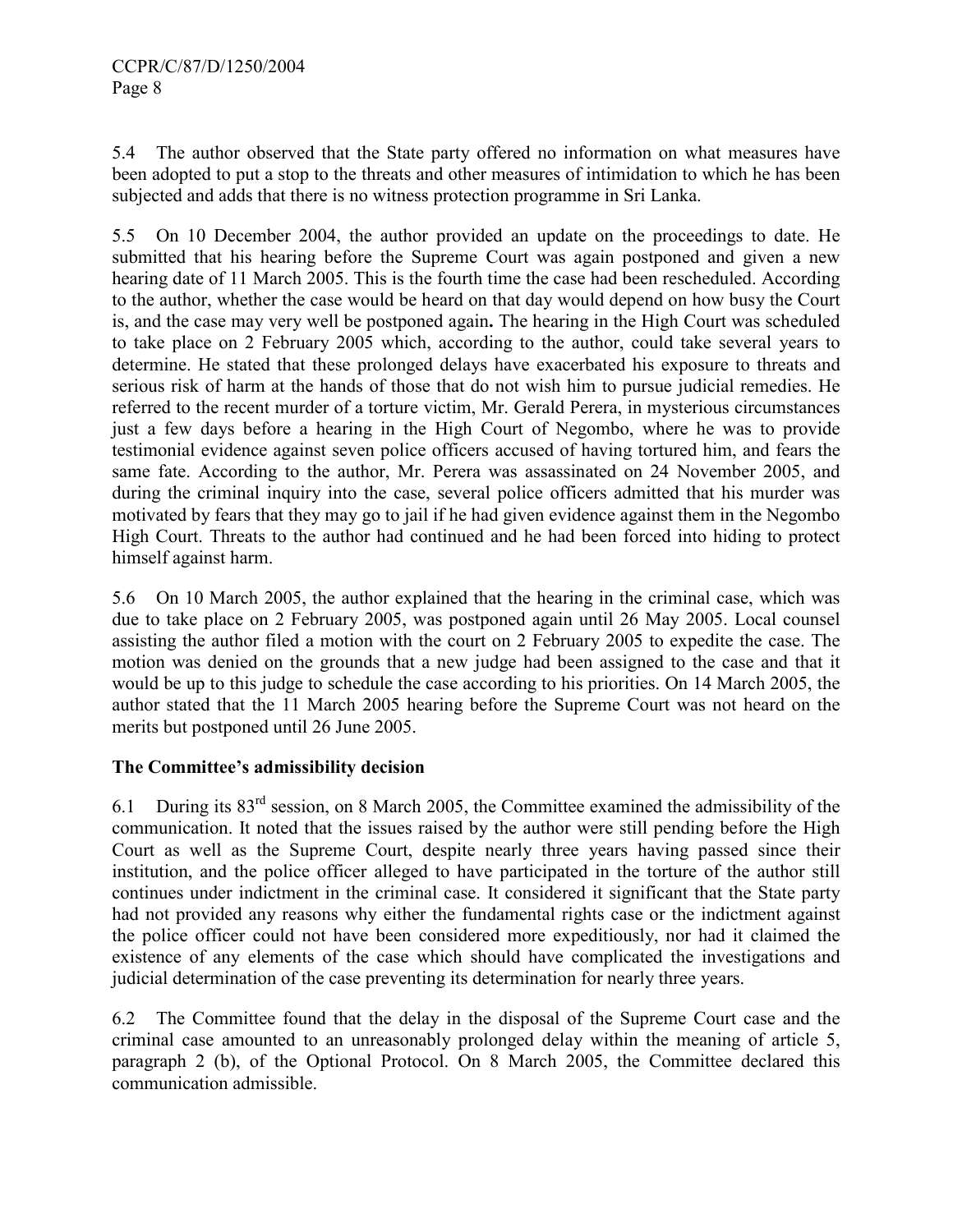5.4 The author observed that the State party offered no information on what measures have been adopted to put a stop to the threats and other measures of intimidation to which he has been subjected and adds that there is no witness protection programme in Sri Lanka.

5.5 On 10 December 2004, the author provided an update on the proceedings to date. He submitted that his hearing before the Supreme Court was again postponed and given a new hearing date of 11 March 2005. This is the fourth time the case had been rescheduled. According to the author, whether the case would be heard on that day would depend on how busy the Court is, and the case may very well be postponed again**.** The hearing in the High Court was scheduled to take place on 2 February 2005 which, according to the author, could take several years to determine. He stated that these prolonged delays have exacerbated his exposure to threats and serious risk of harm at the hands of those that do not wish him to pursue judicial remedies. He referred to the recent murder of a torture victim, Mr. Gerald Perera, in mysterious circumstances just a few days before a hearing in the High Court of Negombo, where he was to provide testimonial evidence against seven police officers accused of having tortured him, and fears the same fate. According to the author, Mr. Perera was assassinated on 24 November 2005, and during the criminal inquiry into the case, several police officers admitted that his murder was motivated by fears that they may go to jail if he had given evidence against them in the Negombo High Court. Threats to the author had continued and he had been forced into hiding to protect himself against harm.

5.6 On 10 March 2005, the author explained that the hearing in the criminal case, which was due to take place on 2 February 2005, was postponed again until 26 May 2005. Local counsel assisting the author filed a motion with the court on 2 February 2005 to expedite the case. The motion was denied on the grounds that a new judge had been assigned to the case and that it would be up to this judge to schedule the case according to his priorities. On 14 March 2005, the author stated that the 11 March 2005 hearing before the Supreme Court was not heard on the merits but postponed until 26 June 2005.

### The Committee's admissibility decision

6.1 During its 83rd session, on 8 March 2005, the Committee examined the admissibility of the communication. It noted that the issues raised by the author were still pending before the High Court as well as the Supreme Court, despite nearly three years having passed since their institution, and the police officer alleged to have participated in the torture of the author still continues under indictment in the criminal case. It considered it significant that the State party had not provided any reasons why either the fundamental rights case or the indictment against the police officer could not have been considered more expeditiously, nor had it claimed the existence of any elements of the case which should have complicated the investigations and judicial determination of the case preventing its determination for nearly three years.

6.2 The Committee found that the delay in the disposal of the Supreme Court case and the criminal case amounted to an unreasonably prolonged delay within the meaning of article 5, paragraph 2 (b), of the Optional Protocol. On 8 March 2005, the Committee declared this communication admissible.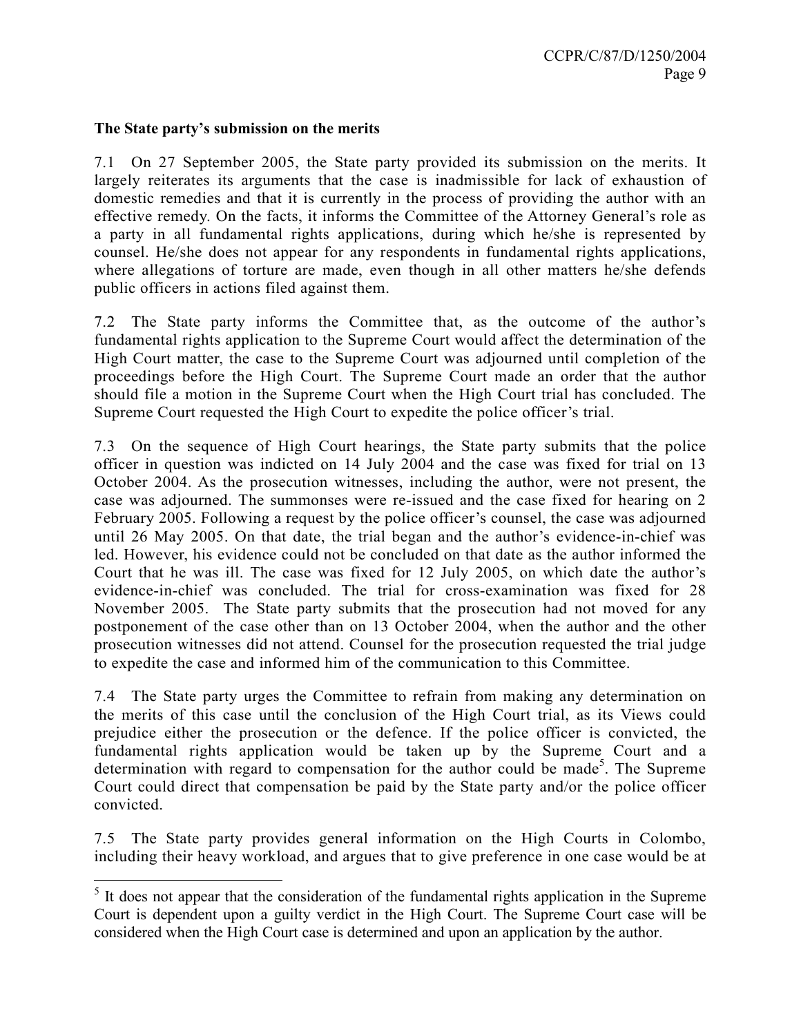**The State party's submission on the merits**

7.1 On 27 September 2005, the State party provided its submission on the merits. It largely reiterates its arguments that the case is inadmissible for lack of exhaustion of domestic remedies and that it is currently in the process of providing the author with an effective remedy. On the facts, it informs the Committee of the Attorney General's role as a party in all fundamental rights applications, during which he/she is represented by counsel. He/she does not appear for any respondents in fundamental rights applications, where allegations of torture are made, even though in all other matters he/she defends public officers in actions filed against them.

7.2 The State party informs the Committee that, as the outcome of the author's fundamental rights application to the Supreme Court would affect the determination of the High Court matter, the case to the Supreme Court was adjourned until completion of the proceedings before the High Court. The Supreme Court made an order that the author should file a motion in the Supreme Court when the High Court trial has concluded. The Supreme Court requested the High Court to expedite the police officer's trial.

7.3 On the sequence of High Court hearings, the State party submits that the police officer in question was indicted on 14 July 2004 and the case was fixed for trial on 13 October 2004. As the prosecution witnesses, including the author, were not present, the case was adjourned. The summonses were re-issued and the case fixed for hearing on 2 February 2005. Following a request by the police officer's counsel, the case was adjourned until 26 May 2005. On that date, the trial began and the author's evidence-in-chief was led. However, his evidence could not be concluded on that date as the author informed the Court that he was ill. The case was fixed for 12 July 2005, on which date the author's evidence-in-chief was concluded. The trial for cross-examination was fixed for 28 November 2005. The State party submits that the prosecution had not moved for any postponement of the case other than on 13 October 2004, when the author and the other prosecution witnesses did not attend. Counsel for the prosecution requested the trial judge to expedite the case and informed him of the communication to this Committee.

7.4 The State party urges the Committee to refrain from making any determination on the merits of this case until the conclusion of the High Court trial, as its Views could prejudice either the prosecution or the defence. If the police officer is convicted, the fundamental rights application would be taken up by the Supreme Court and a determination with regard to compensation for the author could be made[5]. The Supreme Court could direct that compensation be paid by the State party and/or the police officer convicted.

7.5 The State party provides general information on the High Courts in Colombo, including their heavy workload, and argues that to give preference in one case would be at

[5] It does not appear that the consideration of the fundamental rights application in the Supreme Court is dependent upon a guilty verdict in the High Court. The Supreme Court case will be considered when the High Court case is determined and upon an application by the author.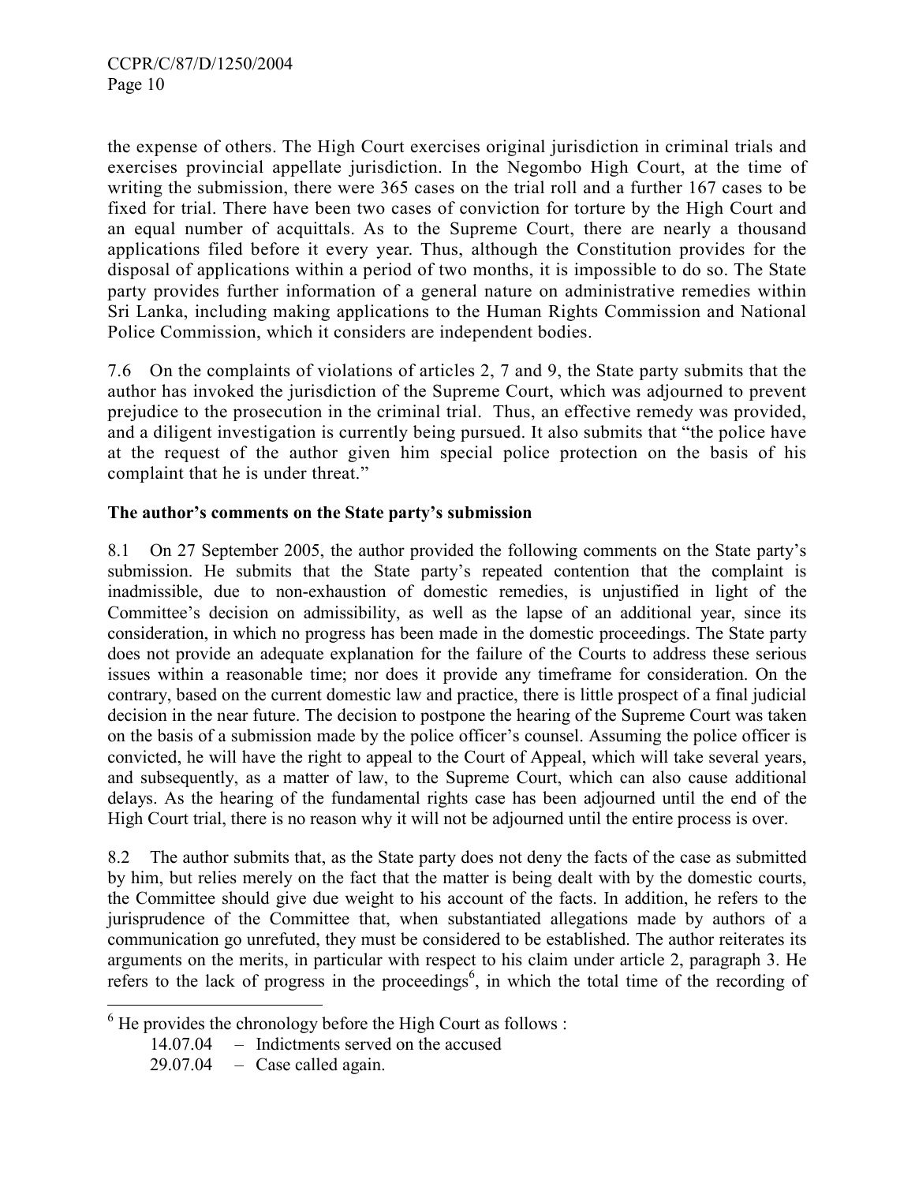the expense of others. The High Court exercises original jurisdiction in criminal trials and exercises provincial appellate jurisdiction. In the Negombo High Court, at the time of writing the submission, there were 365 cases on the trial roll and a further 167 cases to be fixed for trial. There have been two cases of conviction for torture by the High Court and an equal number of acquittals. As to the Supreme Court, there are nearly a thousand applications filed before it every year. Thus, although the Constitution provides for the disposal of applications within a period of two months, it is impossible to do so. The State party provides further information of a general nature on administrative remedies within Sri Lanka, including making applications to the Human Rights Commission and National Police Commission, which it considers are independent bodies.

7.6 On the complaints of violations of articles 2, 7 and 9, the State party submits that the author has invoked the jurisdiction of the Supreme Court, which was adjourned to prevent prejudice to the prosecution in the criminal trial. Thus, an effective remedy was provided, and a diligent investigation is currently being pursued. It also submits that "the police have at the request of the author given him special police protection on the basis of his complaint that he is under threat."

**The author's comments on the State party's submission**

8.1 On 27 September 2005, the author provided the following comments on the State party's submission. He submits that the State party's repeated contention that the complaint is inadmissible, due to non-exhaustion of domestic remedies, is unjustified in light of the Committee's decision on admissibility, as well as the lapse of an additional year, since its consideration, in which no progress has been made in the domestic proceedings. The State party does not provide an adequate explanation for the failure of the Courts to address these serious issues within a reasonable time; nor does it provide any timeframe for consideration. On the contrary, based on the current domestic law and practice, there is little prospect of a final judicial decision in the near future. The decision to postpone the hearing of the Supreme Court was taken on the basis of a submission made by the police officer's counsel. Assuming the police officer is convicted, he will have the right to appeal to the Court of Appeal, which will take several years, and subsequently, as a matter of law, to the Supreme Court, which can also cause additional delays. As the hearing of the fundamental rights case has been adjourned until the end of the High Court trial, there is no reason why it will not be adjourned until the entire process is over.

8.2 The author submits that, as the State party does not deny the facts of the case as submitted by him, but relies merely on the fact that the matter is being dealt with by the domestic courts, the Committee should give due weight to his account of the facts. In addition, he refers to the jurisprudence of the Committee that, when substantiated allegations made by authors of a communication go unrefuted, they must be considered to be established. The author reiterates its arguments on the merits, in particular with respect to his claim under article 2, paragraph 3. He refers to the lack of progress in the proceedings[6], in which the total time of the recording of

---

[6] He provides the chronology before the High Court as follows :

14.07.04 – Indictments served on the accused

29.07.04 – Case called again.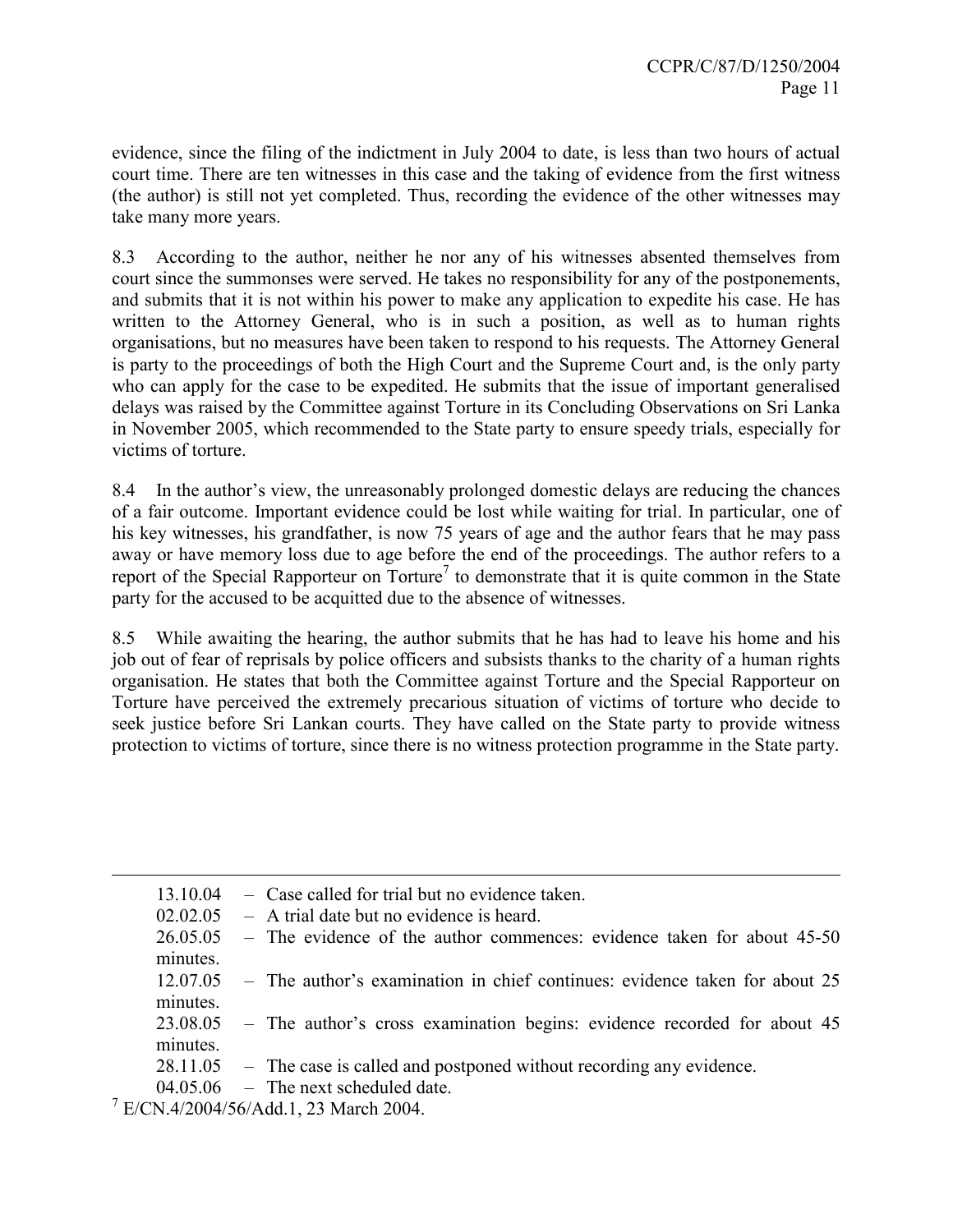evidence, since the filing of the indictment in July 2004 to date, is less than two hours of actual court time. There are ten witnesses in this case and the taking of evidence from the first witness (the author) is still not yet completed. Thus, recording the evidence of the other witnesses may take many more years.

8.3 According to the author, neither he nor any of his witnesses absented themselves from court since the summonses were served. He takes no responsibility for any of the postponements, and submits that it is not within his power to make any application to expedite his case. He has written to the Attorney General, who is in such a position, as well as to human rights organisations, but no measures have been taken to respond to his requests. The Attorney General is party to the proceedings of both the High Court and the Supreme Court and, is the only party who can apply for the case to be expedited. He submits that the issue of important generalised delays was raised by the Committee against Torture in its Concluding Observations on Sri Lanka in November 2005, which recommended to the State party to ensure speedy trials, especially for victims of torture.

8.4 In the author's view, the unreasonably prolonged domestic delays are reducing the chances of a fair outcome. Important evidence could be lost while waiting for trial. In particular, one of his key witnesses, his grandfather, is now 75 years of age and the author fears that he may pass away or have memory loss due to age before the end of the proceedings. The author refers to a report of the Special Rapporteur on Torture[7] to demonstrate that it is quite common in the State party for the accused to be acquitted due to the absence of witnesses.

8.5 While awaiting the hearing, the author submits that he has had to leave his home and his job out of fear of reprisals by police officers and subsists thanks to the charity of a human rights organisation. He states that both the Committee against Torture and the Special Rapporteur on Torture have perceived the extremely precarious situation of victims of torture who decide to seek justice before Sri Lankan courts. They have called on the State party to provide witness protection to victims of torture, since there is no witness protection programme in the State party.

---

13.10.04 – Case called for trial but no evidence taken.
02.02.05 – A trial date but no evidence is heard.
26.05.05 – The evidence of the author commences: evidence taken for about 45-50 minutes.
12.07.05 – The author's examination in chief continues: evidence taken for about 25 minutes.
23.08.05 – The author's cross examination begins: evidence recorded for about 45 minutes.
28.11.05 – The case is called and postponed without recording any evidence.
04.05.06 – The next scheduled date.

[7] E/CN.4/2004/56/Add.1, 23 March 2004.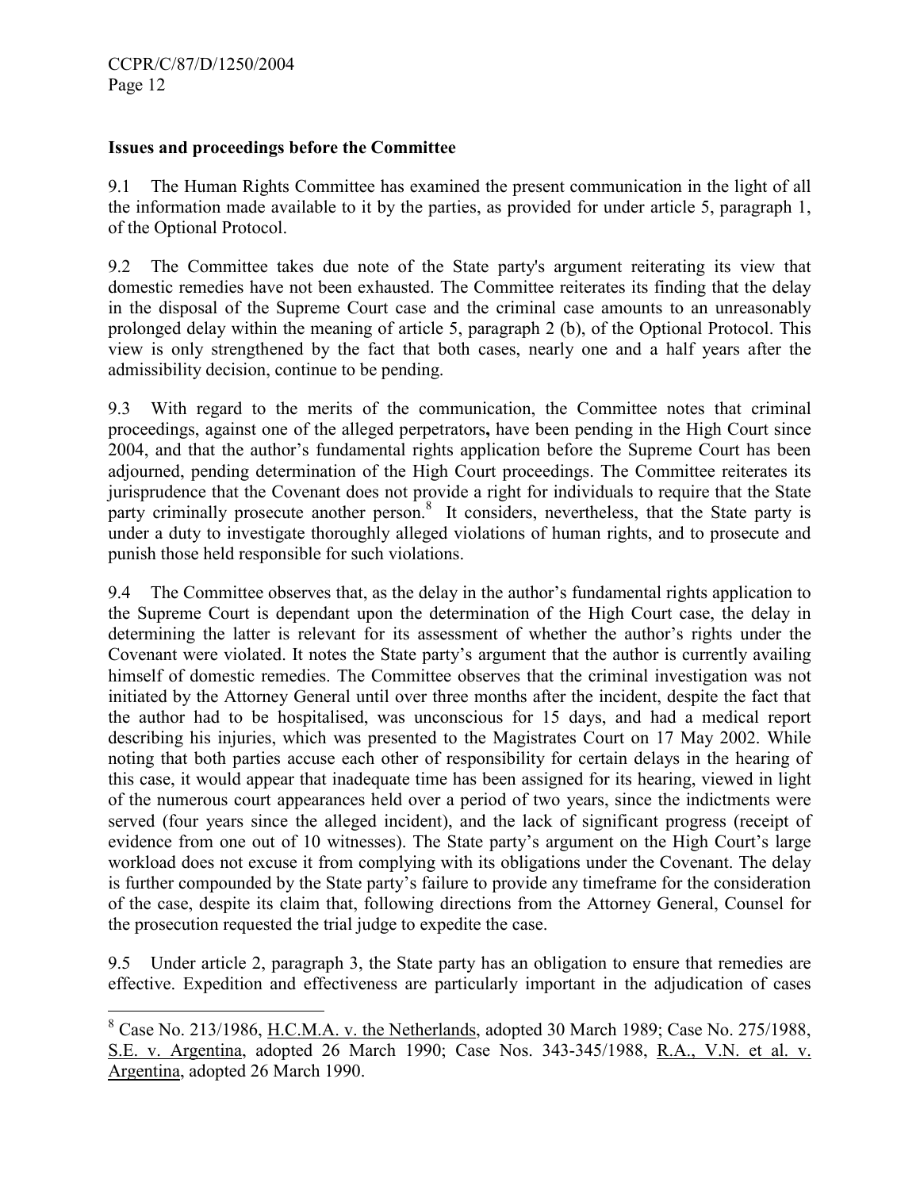## Issues and proceedings before the Committee

9.1 The Human Rights Committee has examined the present communication in the light of all the information made available to it by the parties, as provided for under article 5, paragraph 1, of the Optional Protocol.

9.2 The Committee takes due note of the State party's argument reiterating its view that domestic remedies have not been exhausted. The Committee reiterates its finding that the delay in the disposal of the Supreme Court case and the criminal case amounts to an unreasonably prolonged delay within the meaning of article 5, paragraph 2 (b), of the Optional Protocol. This view is only strengthened by the fact that both cases, nearly one and a half years after the admissibility decision, continue to be pending.

9.3 With regard to the merits of the communication, the Committee notes that criminal proceedings, against one of the alleged perpetrators**,** have been pending in the High Court since 2004, and that the author's fundamental rights application before the Supreme Court has been adjourned, pending determination of the High Court proceedings. The Committee reiterates its jurisprudence that the Covenant does not provide a right for individuals to require that the State party criminally prosecute another person.[8] It considers, nevertheless, that the State party is under a duty to investigate thoroughly alleged violations of human rights, and to prosecute and punish those held responsible for such violations.

9.4 The Committee observes that, as the delay in the author's fundamental rights application to the Supreme Court is dependant upon the determination of the High Court case, the delay in determining the latter is relevant for its assessment of whether the author's rights under the Covenant were violated. It notes the State party's argument that the author is currently availing himself of domestic remedies. The Committee observes that the criminal investigation was not initiated by the Attorney General until over three months after the incident, despite the fact that the author had to be hospitalised, was unconscious for 15 days, and had a medical report describing his injuries, which was presented to the Magistrates Court on 17 May 2002. While noting that both parties accuse each other of responsibility for certain delays in the hearing of this case, it would appear that inadequate time has been assigned for its hearing, viewed in light of the numerous court appearances held over a period of two years, since the indictments were served (four years since the alleged incident), and the lack of significant progress (receipt of evidence from one out of 10 witnesses). The State party's argument on the High Court's large workload does not excuse it from complying with its obligations under the Covenant. The delay is further compounded by the State party's failure to provide any timeframe for the consideration of the case, despite its claim that, following directions from the Attorney General, Counsel for the prosecution requested the trial judge to expedite the case.

9.5 Under article 2, paragraph 3, the State party has an obligation to ensure that remedies are effective. Expedition and effectiveness are particularly important in the adjudication of cases

---

[8] Case No. 213/1986, H.C.M.A. v. the Netherlands, adopted 30 March 1989; Case No. 275/1988, S.E. v. Argentina, adopted 26 March 1990; Case Nos. 343-345/1988, R.A., V.N. et al. v. Argentina, adopted 26 March 1990.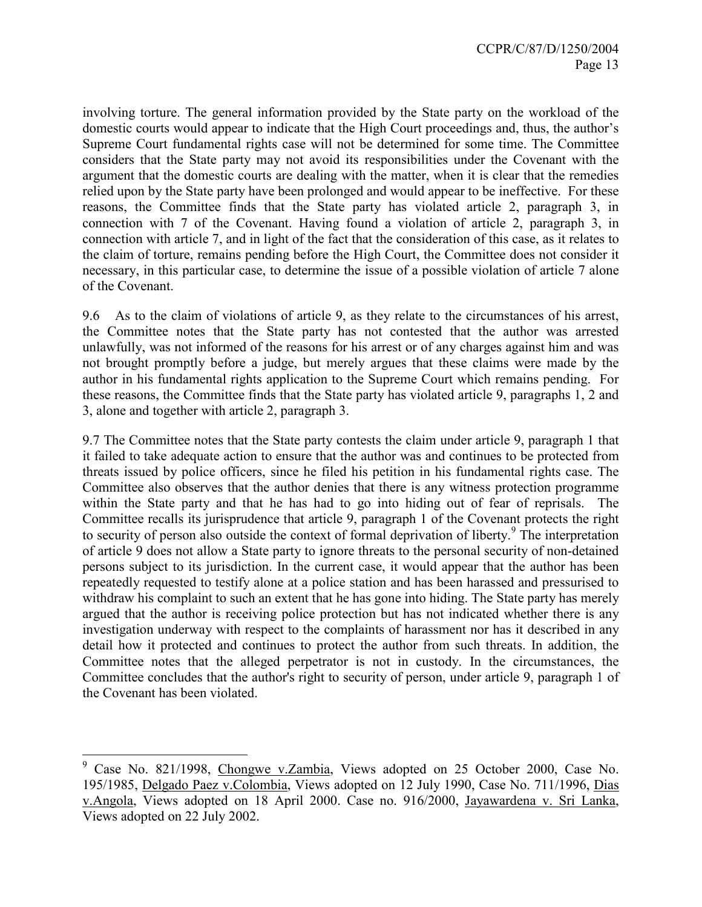involving torture. The general information provided by the State party on the workload of the domestic courts would appear to indicate that the High Court proceedings and, thus, the author's Supreme Court fundamental rights case will not be determined for some time. The Committee considers that the State party may not avoid its responsibilities under the Covenant with the argument that the domestic courts are dealing with the matter, when it is clear that the remedies relied upon by the State party have been prolonged and would appear to be ineffective. For these reasons, the Committee finds that the State party has violated article 2, paragraph 3, in connection with 7 of the Covenant. Having found a violation of article 2, paragraph 3, in connection with article 7, and in light of the fact that the consideration of this case, as it relates to the claim of torture, remains pending before the High Court, the Committee does not consider it necessary, in this particular case, to determine the issue of a possible violation of article 7 alone of the Covenant.

9.6 As to the claim of violations of article 9, as they relate to the circumstances of his arrest, the Committee notes that the State party has not contested that the author was arrested unlawfully, was not informed of the reasons for his arrest or of any charges against him and was not brought promptly before a judge, but merely argues that these claims were made by the author in his fundamental rights application to the Supreme Court which remains pending. For these reasons, the Committee finds that the State party has violated article 9, paragraphs 1, 2 and 3, alone and together with article 2, paragraph 3.

9.7 The Committee notes that the State party contests the claim under article 9, paragraph 1 that it failed to take adequate action to ensure that the author was and continues to be protected from threats issued by police officers, since he filed his petition in his fundamental rights case. The Committee also observes that the author denies that there is any witness protection programme within the State party and that he has had to go into hiding out of fear of reprisals. The Committee recalls its jurisprudence that article 9, paragraph 1 of the Covenant protects the right to security of person also outside the context of formal deprivation of liberty.[9] The interpretation of article 9 does not allow a State party to ignore threats to the personal security of non-detained persons subject to its jurisdiction. In the current case, it would appear that the author has been repeatedly requested to testify alone at a police station and has been harassed and pressurised to withdraw his complaint to such an extent that he has gone into hiding. The State party has merely argued that the author is receiving police protection but has not indicated whether there is any investigation underway with respect to the complaints of harassment nor has it described in any detail how it protected and continues to protect the author from such threats. In addition, the Committee notes that the alleged perpetrator is not in custody. In the circumstances, the Committee concludes that the author's right to security of person, under article 9, paragraph 1 of the Covenant has been violated.

---

[9] Case No. 821/1998, Chongwe v.Zambia, Views adopted on 25 October 2000, Case No. 195/1985, Delgado Paez v.Colombia, Views adopted on 12 July 1990, Case No. 711/1996, Dias v.Angola, Views adopted on 18 April 2000. Case no. 916/2000, Jayawardena v. Sri Lanka, Views adopted on 22 July 2002.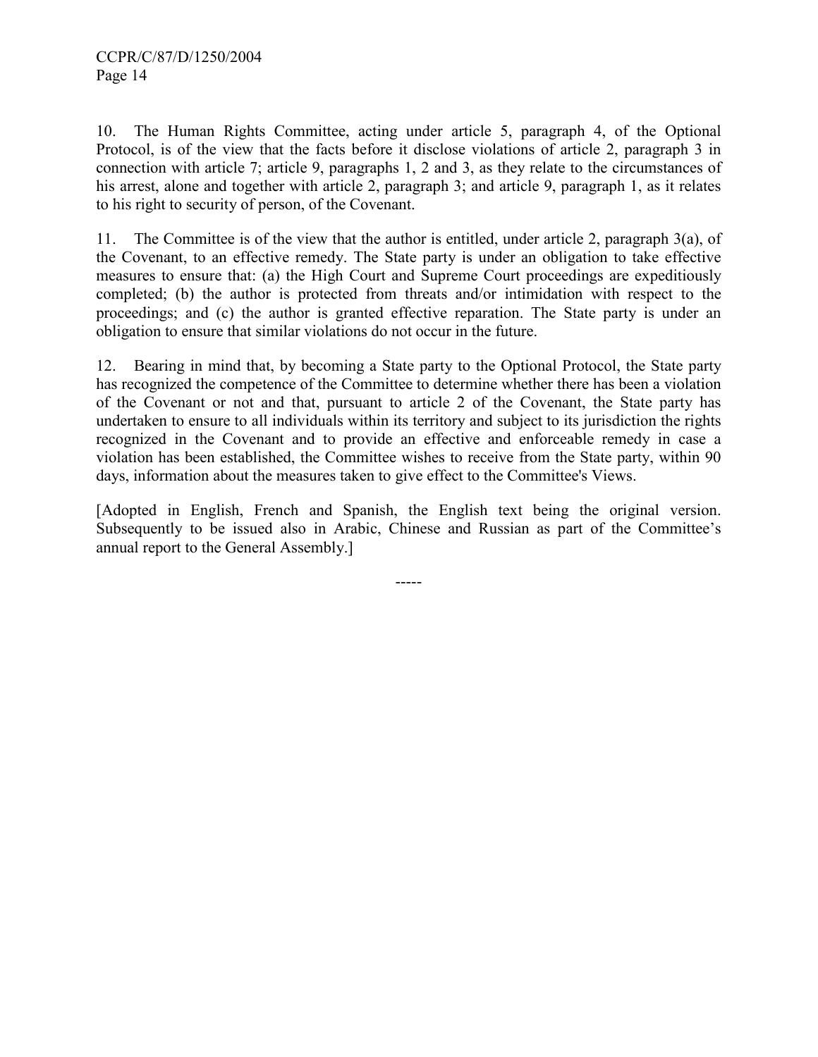10. The Human Rights Committee, acting under article 5, paragraph 4, of the Optional Protocol, is of the view that the facts before it disclose violations of article 2, paragraph 3 in connection with article 7; article 9, paragraphs 1, 2 and 3, as they relate to the circumstances of his arrest, alone and together with article 2, paragraph 3; and article 9, paragraph 1, as it relates to his right to security of person, of the Covenant.

11. The Committee is of the view that the author is entitled, under article 2, paragraph 3(a), of the Covenant, to an effective remedy. The State party is under an obligation to take effective measures to ensure that: (a) the High Court and Supreme Court proceedings are expeditiously completed; (b) the author is protected from threats and/or intimidation with respect to the proceedings; and (c) the author is granted effective reparation. The State party is under an obligation to ensure that similar violations do not occur in the future.

12. Bearing in mind that, by becoming a State party to the Optional Protocol, the State party has recognized the competence of the Committee to determine whether there has been a violation of the Covenant or not and that, pursuant to article 2 of the Covenant, the State party has undertaken to ensure to all individuals within its territory and subject to its jurisdiction the rights recognized in the Covenant and to provide an effective and enforceable remedy in case a violation has been established, the Committee wishes to receive from the State party, within 90 days, information about the measures taken to give effect to the Committee's Views.

[Adopted in English, French and Spanish, the English text being the original version. Subsequently to be issued also in Arabic, Chinese and Russian as part of the Committee's annual report to the General Assembly.]

-----